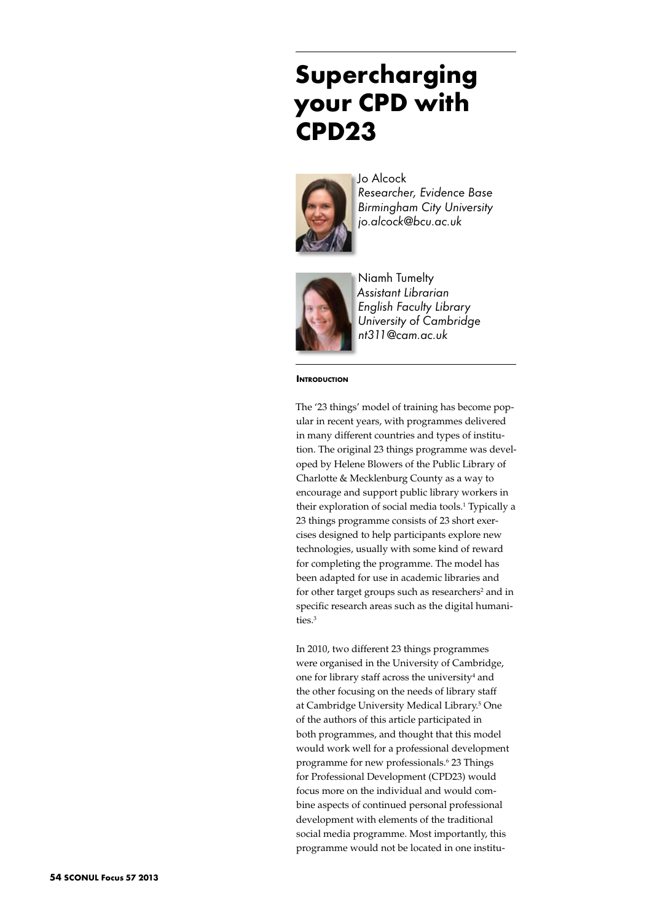# Supercharging your CPD with CPD23

Jo Alcock
*Researcher, Evidence Base*
*Birmingham City University*
*jo.alcock@bcu.ac.uk*

Niamh Tumelty
*Assistant Librarian*
*English Faculty Library*
*University of Cambridge*
*nt311@cam.ac.uk*

#### Introduction

The '23 things' model of training has become popular in recent years, with programmes delivered in many different countries and types of institution. The original 23 things programme was developed by Helene Blowers of the Public Library of Charlotte & Mecklenburg County as a way to encourage and support public library workers in their exploration of social media tools.[1] Typically a 23 things programme consists of 23 short exercises designed to help participants explore new technologies, usually with some kind of reward for completing the programme. The model has been adapted for use in academic libraries and for other target groups such as researchers[2] and in specific research areas such as the digital humanities.[3]

In 2010, two different 23 things programmes were organised in the University of Cambridge, one for library staff across the university[4] and the other focusing on the needs of library staff at Cambridge University Medical Library.[5] One of the authors of this article participated in both programmes, and thought that this model would work well for a professional development programme for new professionals.[6] 23 Things for Professional Development (CPD23) would focus more on the individual and would combine aspects of continued personal professional development with elements of the traditional social media programme. Most importantly, this programme would not be located in one institu-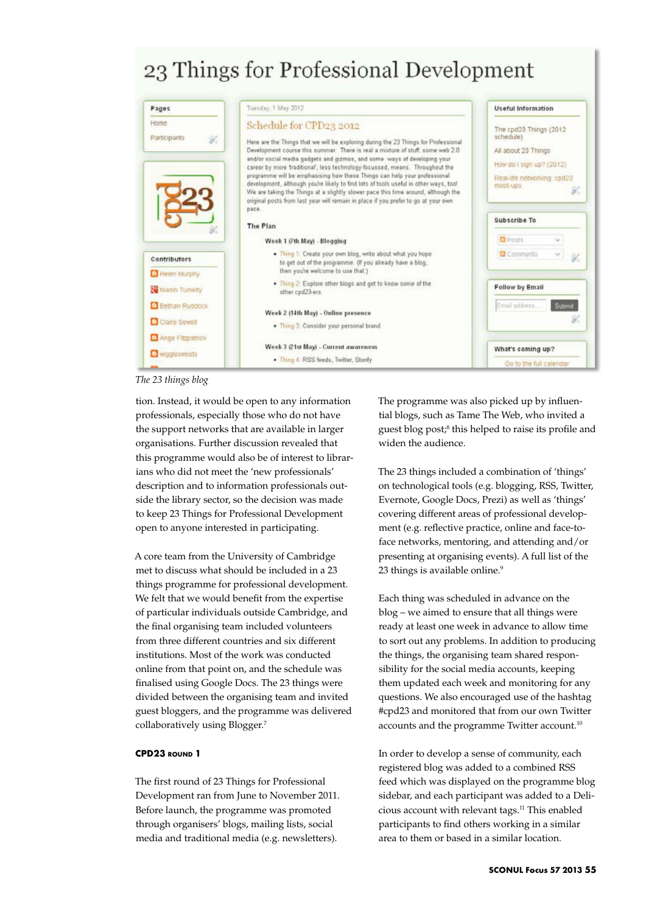*The 23 things blog*

tion. Instead, it would be open to any information professionals, especially those who do not have the support networks that are available in larger organisations. Further discussion revealed that this programme would also be of interest to librarians who did not meet the 'new professionals' description and to information professionals outside the library sector, so the decision was made to keep 23 Things for Professional Development open to anyone interested in participating.

A core team from the University of Cambridge met to discuss what should be included in a 23 things programme for professional development. We felt that we would benefit from the expertise of particular individuals outside Cambridge, and the final organising team included volunteers from three different countries and six different institutions. Most of the work was conducted online from that point on, and the schedule was finalised using Google Docs. The 23 things were divided between the organising team and invited guest bloggers, and the programme was delivered collaboratively using Blogger.[7]

## CPD23 ROUND 1

The first round of 23 Things for Professional Development ran from June to November 2011. Before launch, the programme was promoted through organisers' blogs, mailing lists, social media and traditional media (e.g. newsletters). The programme was also picked up by influential blogs, such as Tame The Web, who invited a guest blog post;[8] this helped to raise its profile and widen the audience.

The 23 things included a combination of 'things' on technological tools (e.g. blogging, RSS, Twitter, Evernote, Google Docs, Prezi) as well as 'things' covering different areas of professional development (e.g. reflective practice, online and face-to-face networks, mentoring, and attending and/or presenting at organising events). A full list of the 23 things is available online.[9]

Each thing was scheduled in advance on the blog – we aimed to ensure that all things were ready at least one week in advance to allow time to sort out any problems. In addition to producing the things, the organising team shared responsibility for the social media accounts, keeping them updated each week and monitoring for any questions. We also encouraged use of the hashtag #cpd23 and monitored that from our own Twitter accounts and the programme Twitter account.[10]

In order to develop a sense of community, each registered blog was added to a combined RSS feed which was displayed on the programme blog sidebar, and each participant was added to a Delicious account with relevant tags.[11] This enabled participants to find others working in a similar area to them or based in a similar location.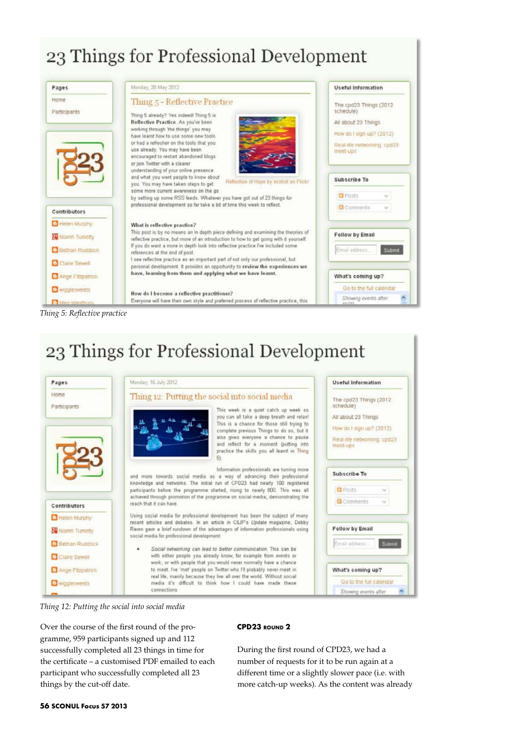*Thing 5: Reflective practice*

*Thing 12: Putting the social into social media*

Over the course of the first round of the programme, 959 participants signed up and 112 successfully completed all 23 things in time for the certificate – a customised PDF emailed to each participant who successfully completed all 23 things by the cut-off date.

**CPD23 ROUND 2**

During the first round of CPD23, we had a number of requests for it to be run again at a different time or a slightly slower pace (i.e. with more catch-up weeks). As the content was already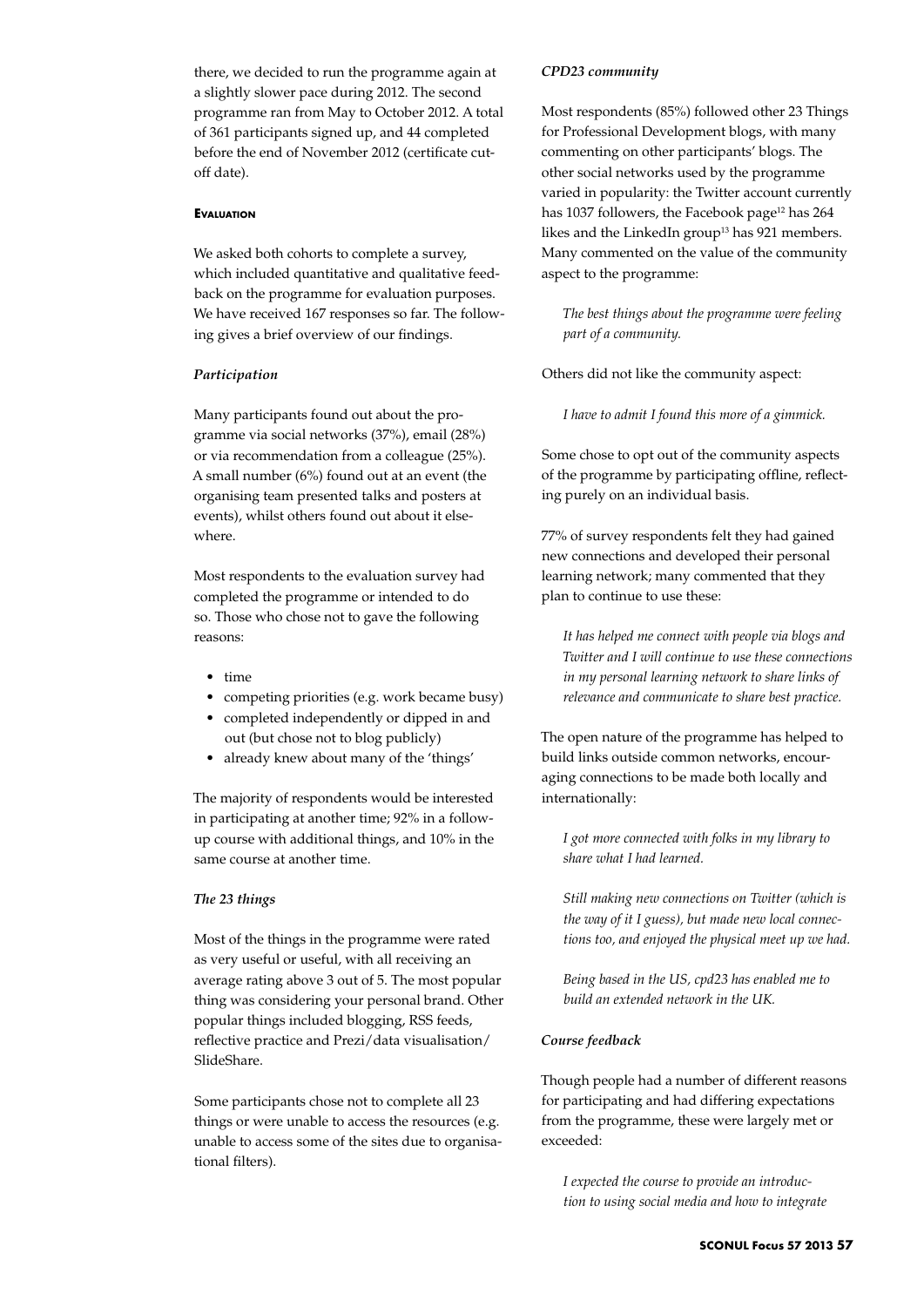there, we decided to run the programme again at a slightly slower pace during 2012. The second programme ran from May to October 2012. A total of 361 participants signed up, and 44 completed before the end of November 2012 (certificate cut-off date).

## Evaluation

We asked both cohorts to complete a survey, which included quantitative and qualitative feedback on the programme for evaluation purposes. We have received 167 responses so far. The following gives a brief overview of our findings.

### *Participation*

Many participants found out about the programme via social networks (37%), email (28%) or via recommendation from a colleague (25%). A small number (6%) found out at an event (the organising team presented talks and posters at events), whilst others found out about it elsewhere.

Most respondents to the evaluation survey had completed the programme or intended to do so. Those who chose not to gave the following reasons:

- time
- competing priorities (e.g. work became busy)
- completed independently or dipped in and out (but chose not to blog publicly)
- already knew about many of the 'things'

The majority of respondents would be interested in participating at another time; 92% in a follow-up course with additional things, and 10% in the same course at another time.

### *The 23 things*

Most of the things in the programme were rated as very useful or useful, with all receiving an average rating above 3 out of 5. The most popular thing was considering your personal brand. Other popular things included blogging, RSS feeds, reflective practice and Prezi/data visualisation/SlideShare.

Some participants chose not to complete all 23 things or were unable to access the resources (e.g. unable to access some of the sites due to organisational filters).

### *CPD23 community*

Most respondents (85%) followed other 23 Things for Professional Development blogs, with many commenting on other participants' blogs. The other social networks used by the programme varied in popularity: the Twitter account currently has 1037 followers, the Facebook page[12] has 264 likes and the LinkedIn group[13] has 921 members. Many commented on the value of the community aspect to the programme:

> *The best things about the programme were feeling part of a community.*

Others did not like the community aspect:

> *I have to admit I found this more of a gimmick.*

Some chose to opt out of the community aspects of the programme by participating offline, reflecting purely on an individual basis.

77% of survey respondents felt they had gained new connections and developed their personal learning network; many commented that they plan to continue to use these:

> *It has helped me connect with people via blogs and Twitter and I will continue to use these connections in my personal learning network to share links of relevance and communicate to share best practice.*

The open nature of the programme has helped to build links outside common networks, encouraging connections to be made both locally and internationally:

> *I got more connected with folks in my library to share what I had learned.*

> *Still making new connections on Twitter (which is the way of it I guess), but made new local connections too, and enjoyed the physical meet up we had.*

> *Being based in the US, cpd23 has enabled me to build an extended network in the UK.*

### *Course feedback*

Though people had a number of different reasons for participating and had differing expectations from the programme, these were largely met or exceeded:

> *I expected the course to provide an introduction to using social media and how to integrate*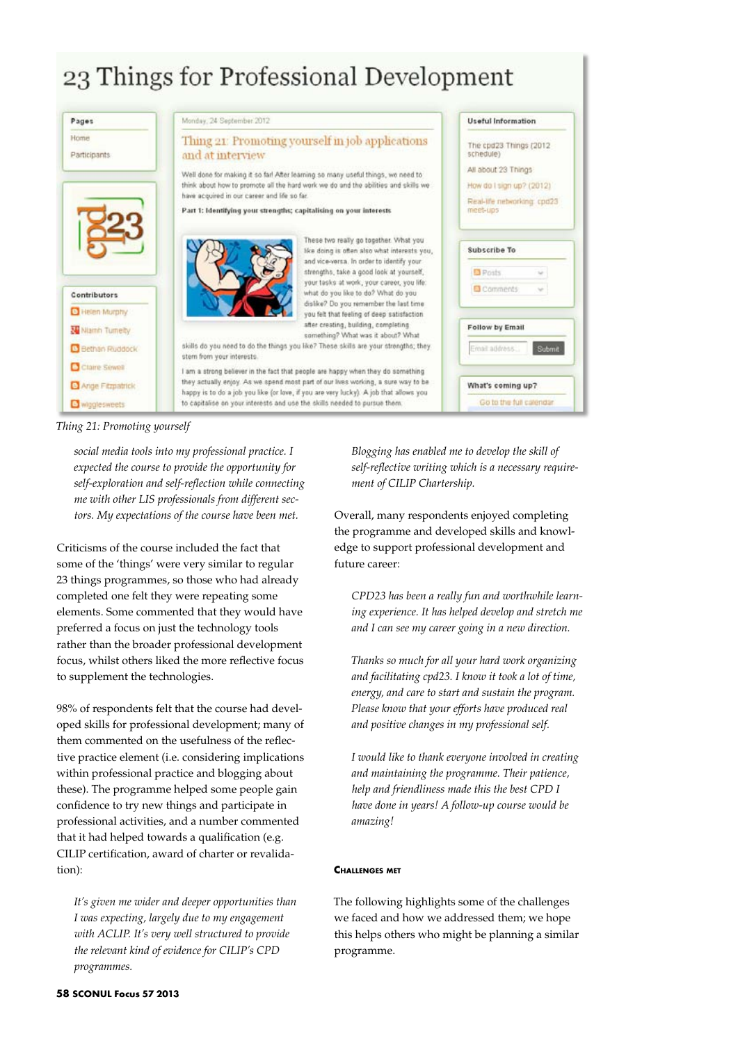*Thing 21: Promoting yourself*

> *social media tools into my professional practice. I expected the course to provide the opportunity for self-exploration and self-reflection while connecting me with other LIS professionals from different sectors. My expectations of the course have been met.*

Criticisms of the course included the fact that some of the 'things' were very similar to regular 23 things programmes, so those who had already completed one felt they were repeating some elements. Some commented that they would have preferred a focus on just the technology tools rather than the broader professional development focus, whilst others liked the more reflective focus to supplement the technologies.

98% of respondents felt that the course had developed skills for professional development; many of them commented on the usefulness of the reflective practice element (i.e. considering implications within professional practice and blogging about these). The programme helped some people gain confidence to try new things and participate in professional activities, and a number commented that it had helped towards a qualification (e.g. CILIP certification, award of charter or revalidation):

> *It's given me wider and deeper opportunities than I was expecting, largely due to my engagement with ACLIP. It's very well structured to provide the relevant kind of evidence for CILIP's CPD programmes.*

> *Blogging has enabled me to develop the skill of self-reflective writing which is a necessary requirement of CILIP Chartership.*

Overall, many respondents enjoyed completing the programme and developed skills and knowledge to support professional development and future career:

> *CPD23 has been a really fun and worthwhile learning experience. It has helped develop and stretch me and I can see my career going in a new direction.*

> *Thanks so much for all your hard work organizing and facilitating cpd23. I know it took a lot of time, energy, and care to start and sustain the program. Please know that your efforts have produced real and positive changes in my professional self.*

> *I would like to thank everyone involved in creating and maintaining the programme. Their patience, help and friendliness made this the best CPD I have done in years! A follow-up course would be amazing!*

#### Challenges met

The following highlights some of the challenges we faced and how we addressed them; we hope this helps others who might be planning a similar programme.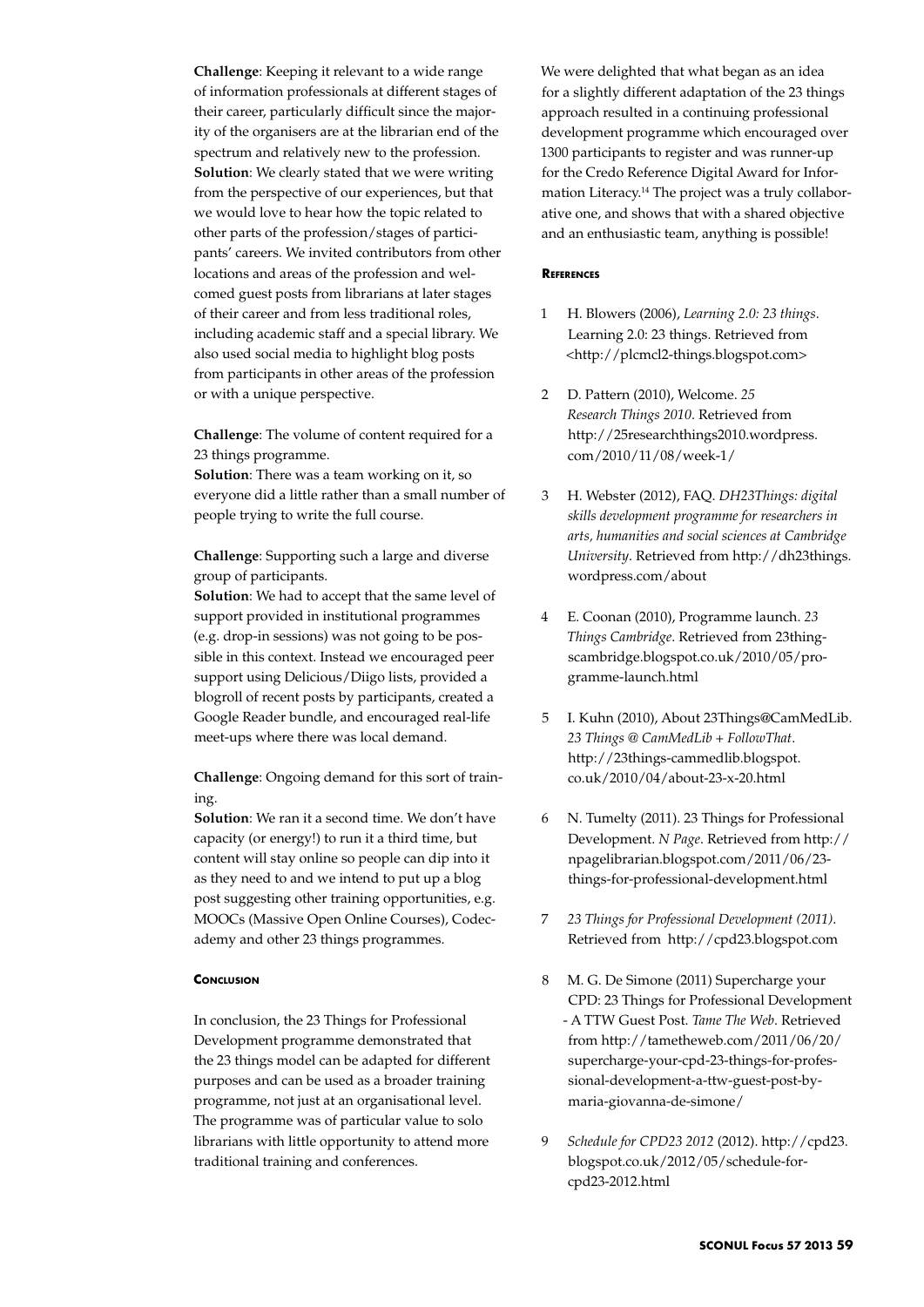**Challenge**: Keeping it relevant to a wide range of information professionals at different stages of their career, particularly difficult since the majority of the organisers are at the librarian end of the spectrum and relatively new to the profession.
**Solution**: We clearly stated that we were writing from the perspective of our experiences, but that we would love to hear how the topic related to other parts of the profession/stages of participants' careers. We invited contributors from other locations and areas of the profession and welcomed guest posts from librarians at later stages of their career and from less traditional roles, including academic staff and a special library. We also used social media to highlight blog posts from participants in other areas of the profession or with a unique perspective.

**Challenge**: The volume of content required for a 23 things programme.
**Solution**: There was a team working on it, so everyone did a little rather than a small number of people trying to write the full course.

**Challenge**: Supporting such a large and diverse group of participants.
**Solution**: We had to accept that the same level of support provided in institutional programmes (e.g. drop-in sessions) was not going to be possible in this context. Instead we encouraged peer support using Delicious/Diigo lists, provided a blogroll of recent posts by participants, created a Google Reader bundle, and encouraged real-life meet-ups where there was local demand.

**Challenge**: Ongoing demand for this sort of training.
**Solution**: We ran it a second time. We don't have capacity (or energy!) to run it a third time, but content will stay online so people can dip into it as they need to and we intend to put up a blog post suggesting other training opportunities, e.g. MOOCs (Massive Open Online Courses), Codecademy and other 23 things programmes.

#### Conclusion

In conclusion, the 23 Things for Professional Development programme demonstrated that the 23 things model can be adapted for different purposes and can be used as a broader training programme, not just at an organisational level. The programme was of particular value to solo librarians with little opportunity to attend more traditional training and conferences.

We were delighted that what began as an idea for a slightly different adaptation of the 23 things approach resulted in a continuing professional development programme which encouraged over 1300 participants to register and was runner-up for the Credo Reference Digital Award for Information Literacy.[14] The project was a truly collaborative one, and shows that with a shared objective and an enthusiastic team, anything is possible!

#### References

1. H. Blowers (2006), *Learning 2.0: 23 things*. Learning 2.0: 23 things. Retrieved from <http://plcmcl2-things.blogspot.com>
2. D. Pattern (2010), Welcome. *25 Research Things 2010*. Retrieved from http://25researchthings2010.wordpress.com/2010/11/08/week-1/
3. H. Webster (2012), FAQ. *DH23Things: digital skills development programme for researchers in arts, humanities and social sciences at Cambridge University*. Retrieved from http://dh23things.wordpress.com/about
4. E. Coonan (2010), Programme launch. *23 Things Cambridge*. Retrieved from 23thingscambridge.blogspot.co.uk/2010/05/programme-launch.html
5. I. Kuhn (2010), About 23Things@CamMedLib. *23 Things @ CamMedLib + FollowThat*. http://23things-cammedlib.blogspot.co.uk/2010/04/about-23-x-20.html
6. N. Tumelty (2011). 23 Things for Professional Development. *N Page*. Retrieved from http://npagelibrarian.blogspot.com/2011/06/23-things-for-professional-development.html
7. *23 Things for Professional Development (2011)*. Retrieved from http://cpd23.blogspot.com
8. M. G. De Simone (2011) Supercharge your CPD: 23 Things for Professional Development - A TTW Guest Post. *Tame The Web*. Retrieved from http://tametheweb.com/2011/06/20/supercharge-your-cpd-23-things-for-professional-development-a-ttw-guest-post-by-maria-giovanna-de-simone/
9. *Schedule for CPD23 2012* (2012). http://cpd23.blogspot.co.uk/2012/05/schedule-for-cpd23-2012.html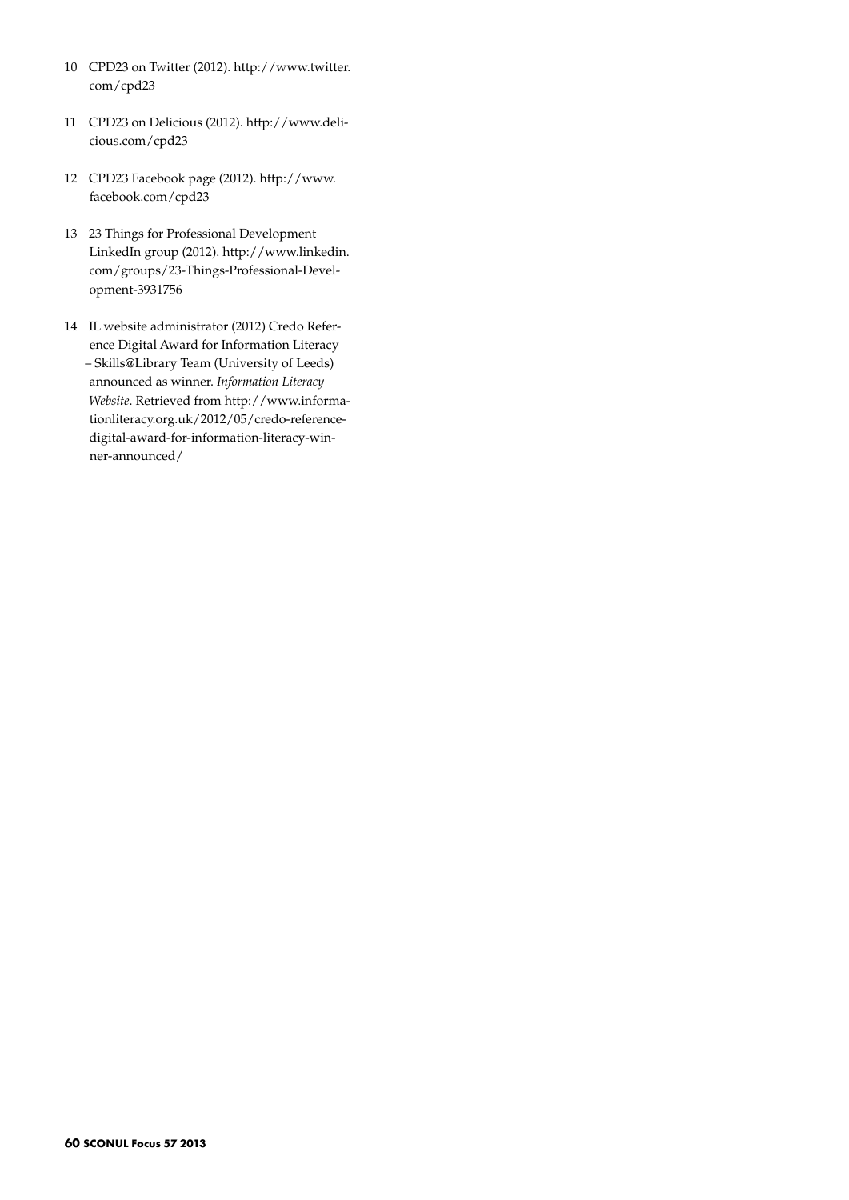10 CPD23 on Twitter (2012). http://www.twitter.com/cpd23

11 CPD23 on Delicious (2012). http://www.delicious.com/cpd23

12 CPD23 Facebook page (2012). http://www.facebook.com/cpd23

13 23 Things for Professional Development LinkedIn group (2012). http://www.linkedin.com/groups/23-Things-Professional-Development-3931756

14 IL website administrator (2012) Credo Reference Digital Award for Information Literacy – Skills@Library Team (University of Leeds) announced as winner. *Information Literacy Website*. Retrieved from http://www.informationliteracy.org.uk/2012/05/credo-reference-digital-award-for-information-literacy-winner-announced/